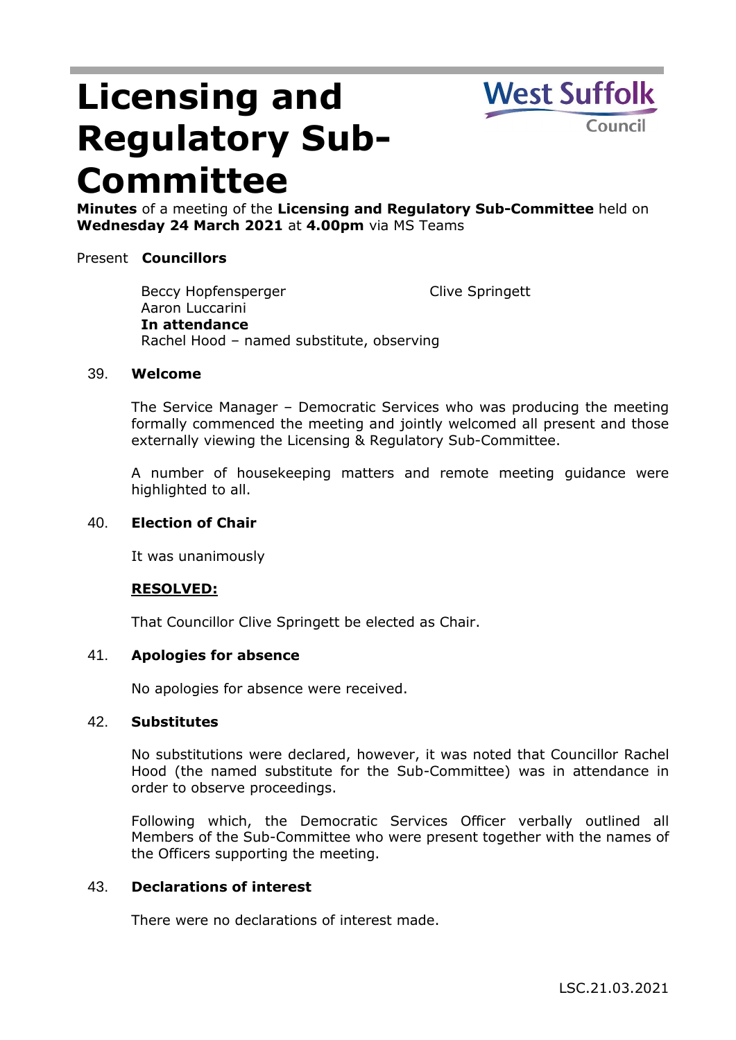# Licensing and Regulatory Sub-Committee

**Minutes** of a meeting of the **Licensing and Regulatory Sub-Committee** held on **Wednesday 24 March 2021** at **4.00pm** via MS Teams

Present **Councillors**

Beccy Hopfensperger
Aaron Luccarini
Clive Springett

**In attendance**
Rachel Hood – named substitute, observing

### 39. Welcome

The Service Manager – Democratic Services who was producing the meeting formally commenced the meeting and jointly welcomed all present and those externally viewing the Licensing & Regulatory Sub-Committee.

A number of housekeeping matters and remote meeting guidance were highlighted to all.

### 40. Election of Chair

It was unanimously

**RESOLVED:**

That Councillor Clive Springett be elected as Chair.

### 41. Apologies for absence

No apologies for absence were received.

### 42. Substitutes

No substitutions were declared, however, it was noted that Councillor Rachel Hood (the named substitute for the Sub-Committee) was in attendance in order to observe proceedings.

Following which, the Democratic Services Officer verbally outlined all Members of the Sub-Committee who were present together with the names of the Officers supporting the meeting.

### 43. Declarations of interest

There were no declarations of interest made.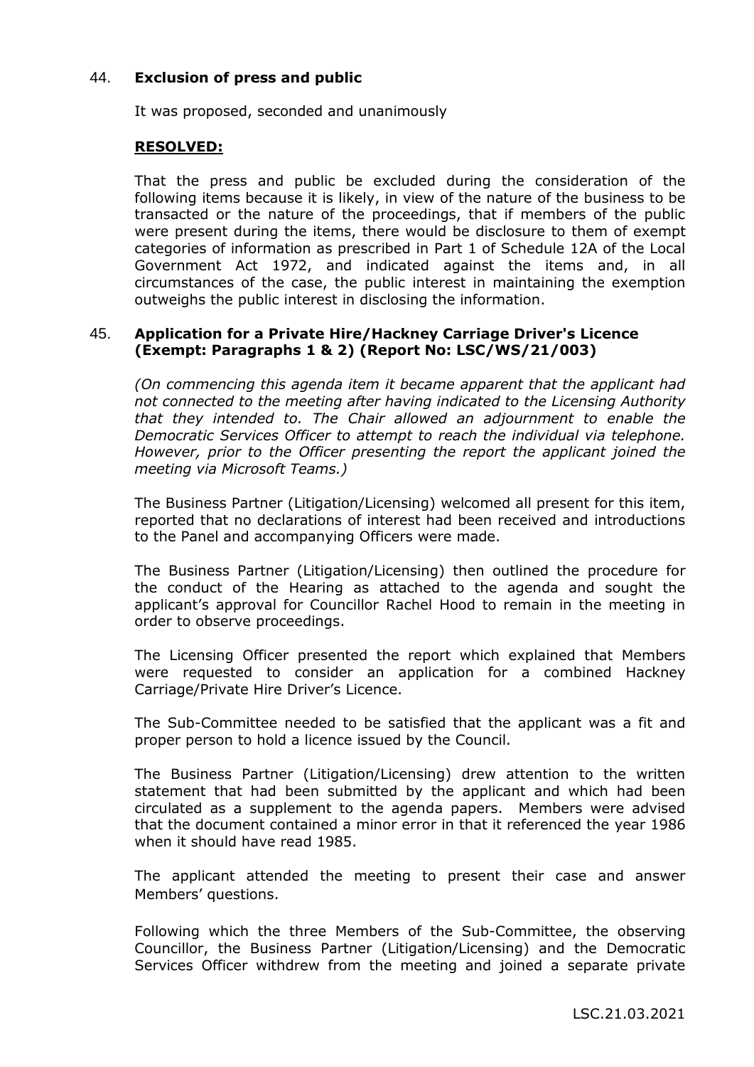## 44. **Exclusion of press and public**

It was proposed, seconded and unanimously

**<u>RESOLVED:</u>**

That the press and public be excluded during the consideration of the following items because it is likely, in view of the nature of the business to be transacted or the nature of the proceedings, that if members of the public were present during the items, there would be disclosure to them of exempt categories of information as prescribed in Part 1 of Schedule 12A of the Local Government Act 1972, and indicated against the items and, in all circumstances of the case, the public interest in maintaining the exemption outweighs the public interest in disclosing the information.

## 45. **Application for a Private Hire/Hackney Carriage Driver's Licence (Exempt: Paragraphs 1 & 2) (Report No: LSC/WS/21/003)**

*(On commencing this agenda item it became apparent that the applicant had not connected to the meeting after having indicated to the Licensing Authority that they intended to. The Chair allowed an adjournment to enable the Democratic Services Officer to attempt to reach the individual via telephone. However, prior to the Officer presenting the report the applicant joined the meeting via Microsoft Teams.)*

The Business Partner (Litigation/Licensing) welcomed all present for this item, reported that no declarations of interest had been received and introductions to the Panel and accompanying Officers were made.

The Business Partner (Litigation/Licensing) then outlined the procedure for the conduct of the Hearing as attached to the agenda and sought the applicant's approval for Councillor Rachel Hood to remain in the meeting in order to observe proceedings.

The Licensing Officer presented the report which explained that Members were requested to consider an application for a combined Hackney Carriage/Private Hire Driver's Licence.

The Sub-Committee needed to be satisfied that the applicant was a fit and proper person to hold a licence issued by the Council.

The Business Partner (Litigation/Licensing) drew attention to the written statement that had been submitted by the applicant and which had been circulated as a supplement to the agenda papers. Members were advised that the document contained a minor error in that it referenced the year 1986 when it should have read 1985.

The applicant attended the meeting to present their case and answer Members' questions.

Following which the three Members of the Sub-Committee, the observing Councillor, the Business Partner (Litigation/Licensing) and the Democratic Services Officer withdrew from the meeting and joined a separate private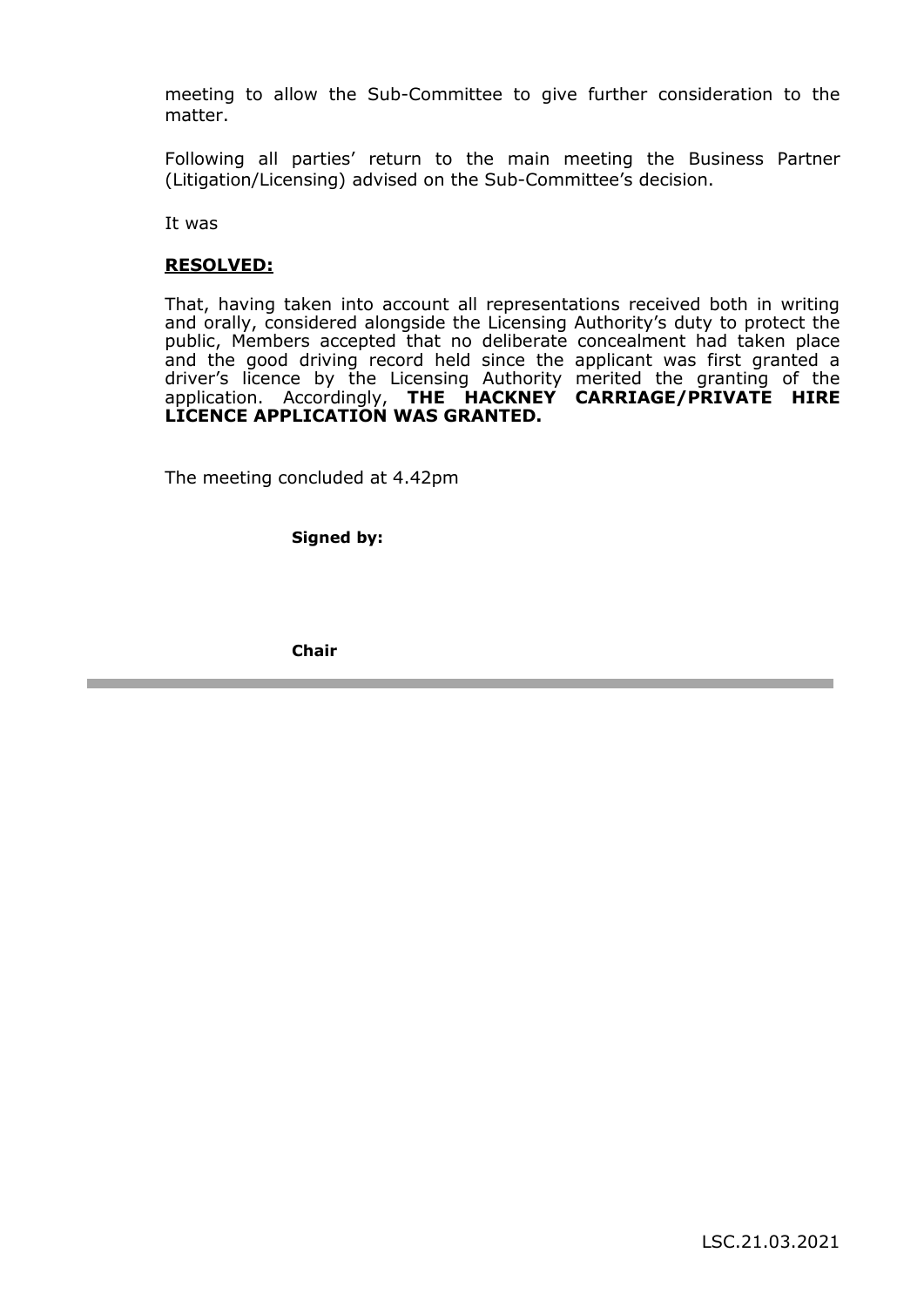meeting to allow the Sub-Committee to give further consideration to the matter.

Following all parties' return to the main meeting the Business Partner (Litigation/Licensing) advised on the Sub-Committee's decision.

It was

**RESOLVED:**

That, having taken into account all representations received both in writing and orally, considered alongside the Licensing Authority's duty to protect the public, Members accepted that no deliberate concealment had taken place and the good driving record held since the applicant was first granted a driver's licence by the Licensing Authority merited the granting of the application. Accordingly, **THE HACKNEY CARRIAGE/PRIVATE HIRE LICENCE APPLICATION WAS GRANTED.**

The meeting concluded at 4.42pm

**Signed by:**

**Chair**

LSC.21.03.2021